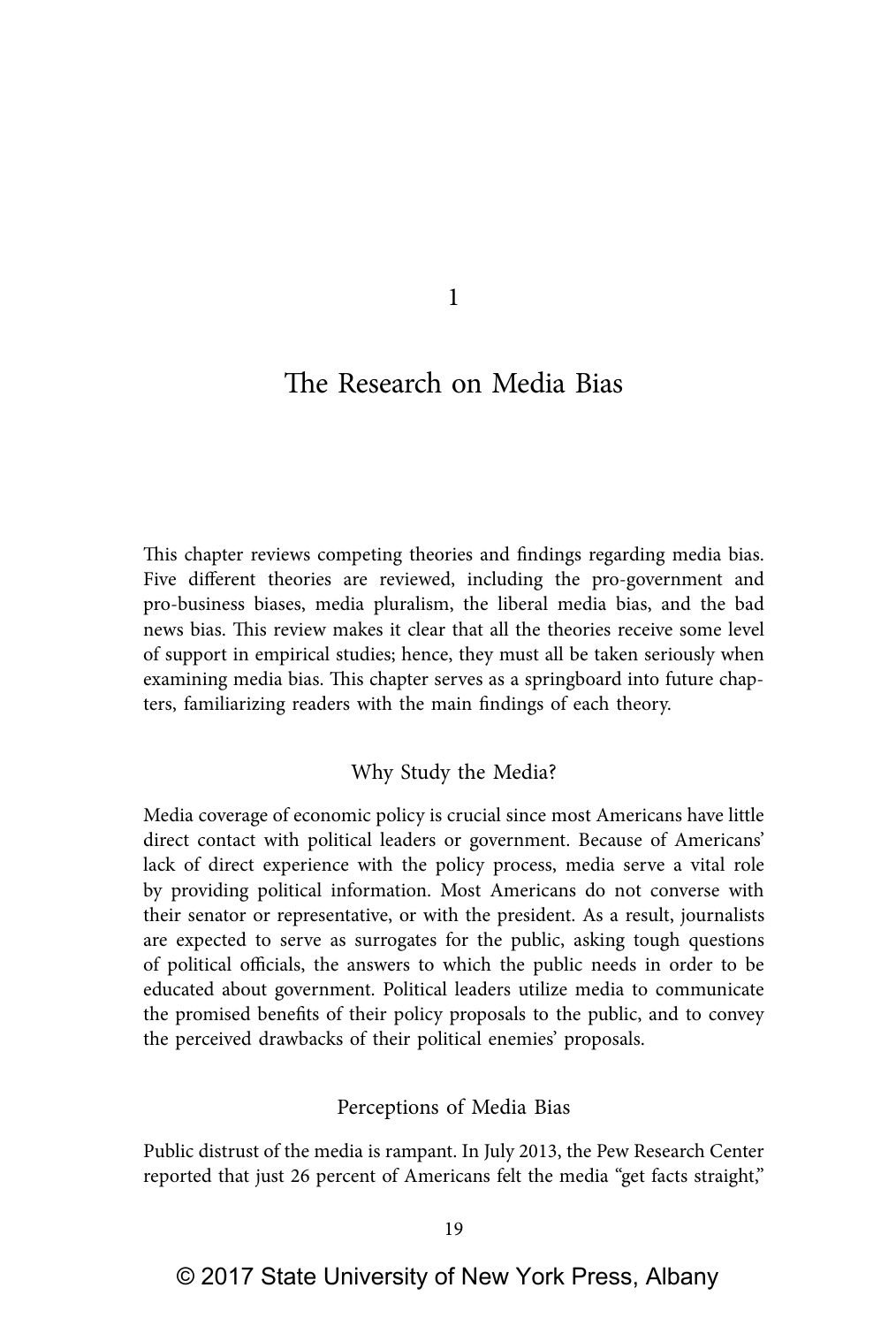# 1

# The Research on Media Bias

This chapter reviews competing theories and findings regarding media bias. Five different theories are reviewed, including the pro-government and pro-business biases, media pluralism, the liberal media bias, and the bad news bias. This review makes it clear that all the theories receive some level of support in empirical studies; hence, they must all be taken seriously when examining media bias. This chapter serves as a springboard into future chapters, familiarizing readers with the main findings of each theory.

## Why Study the Media?

Media coverage of economic policy is crucial since most Americans have little direct contact with political leaders or government. Because of Americans' lack of direct experience with the policy process, media serve a vital role by providing political information. Most Americans do not converse with their senator or representative, or with the president. As a result, journalists are expected to serve as surrogates for the public, asking tough questions of political officials, the answers to which the public needs in order to be educated about government. Political leaders utilize media to communicate the promised benefits of their policy proposals to the public, and to convey the perceived drawbacks of their political enemies' proposals.

## Perceptions of Media Bias

Public distrust of the media is rampant. In July 2013, the Pew Research Center reported that just 26 percent of Americans felt the media "get facts straight,"

© 2017 State University of New York Press, Albany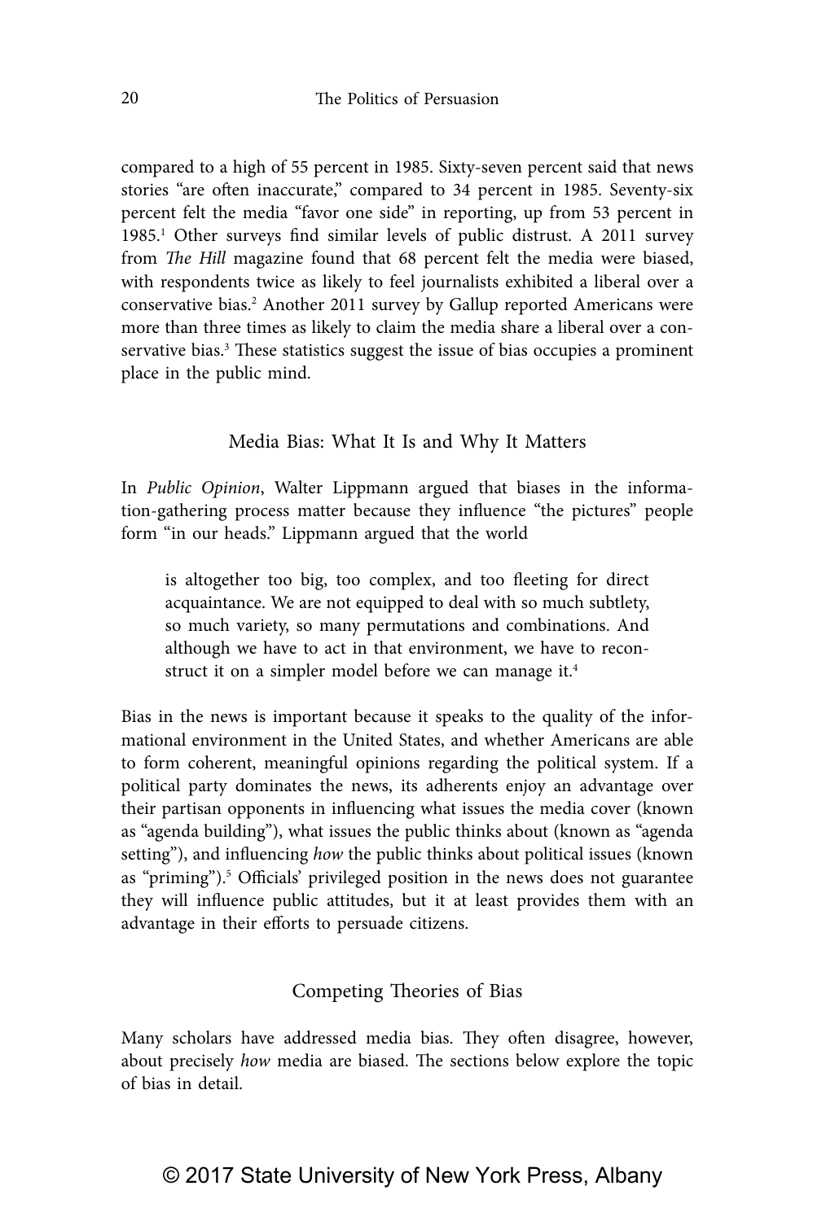compared to a high of 55 percent in 1985. Sixty-seven percent said that news stories "are often inaccurate," compared to 34 percent in 1985. Seventy-six percent felt the media "favor one side" in reporting, up from 53 percent in 1985.[1] Other surveys find similar levels of public distrust. A 2011 survey from *The Hill* magazine found that 68 percent felt the media were biased, with respondents twice as likely to feel journalists exhibited a liberal over a conservative bias.[2] Another 2011 survey by Gallup reported Americans were more than three times as likely to claim the media share a liberal over a conservative bias.[3] These statistics suggest the issue of bias occupies a prominent place in the public mind.

## Media Bias: What It Is and Why It Matters

In *Public Opinion*, Walter Lippmann argued that biases in the information-gathering process matter because they influence "the pictures" people form "in our heads." Lippmann argued that the world

> is altogether too big, too complex, and too fleeting for direct acquaintance. We are not equipped to deal with so much subtlety, so much variety, so many permutations and combinations. And although we have to act in that environment, we have to reconstruct it on a simpler model before we can manage it.[4]

Bias in the news is important because it speaks to the quality of the informational environment in the United States, and whether Americans are able to form coherent, meaningful opinions regarding the political system. If a political party dominates the news, its adherents enjoy an advantage over their partisan opponents in influencing what issues the media cover (known as "agenda building"), what issues the public thinks about (known as "agenda setting"), and influencing *how* the public thinks about political issues (known as "priming").[5] Officials' privileged position in the news does not guarantee they will influence public attitudes, but it at least provides them with an advantage in their efforts to persuade citizens.

## Competing Theories of Bias

Many scholars have addressed media bias. They often disagree, however, about precisely *how* media are biased. The sections below explore the topic of bias in detail.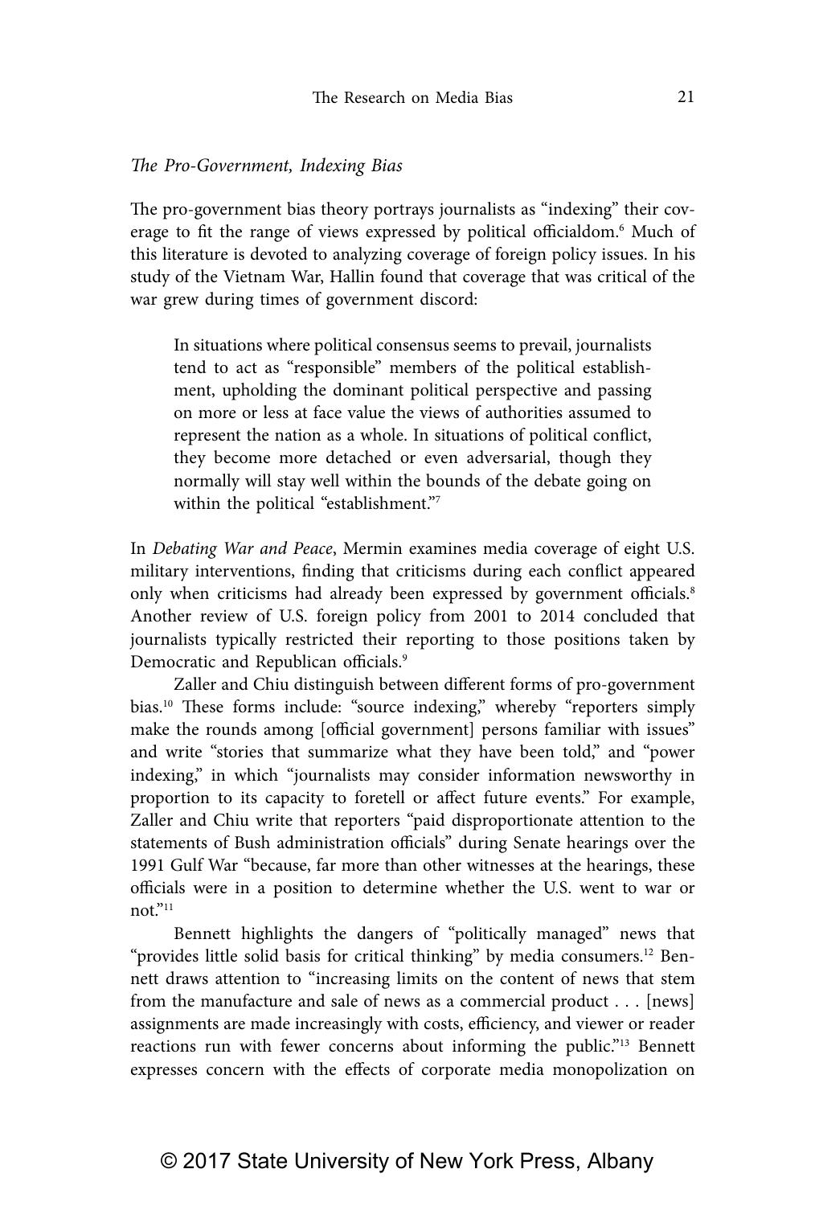*The Pro-Government, Indexing Bias*

The pro-government bias theory portrays journalists as "indexing" their coverage to fit the range of views expressed by political officialdom.[6] Much of this literature is devoted to analyzing coverage of foreign policy issues. In his study of the Vietnam War, Hallin found that coverage that was critical of the war grew during times of government discord:

> In situations where political consensus seems to prevail, journalists tend to act as "responsible" members of the political establishment, upholding the dominant political perspective and passing on more or less at face value the views of authorities assumed to represent the nation as a whole. In situations of political conflict, they become more detached or even adversarial, though they normally will stay well within the bounds of the debate going on within the political "establishment."[7]

In *Debating War and Peace*, Mermin examines media coverage of eight U.S. military interventions, finding that criticisms during each conflict appeared only when criticisms had already been expressed by government officials.[8] Another review of U.S. foreign policy from 2001 to 2014 concluded that journalists typically restricted their reporting to those positions taken by Democratic and Republican officials.[9]

Zaller and Chiu distinguish between different forms of pro-government bias.[10] These forms include: "source indexing," whereby "reporters simply make the rounds among [official government] persons familiar with issues" and write "stories that summarize what they have been told," and "power indexing," in which "journalists may consider information newsworthy in proportion to its capacity to foretell or affect future events." For example, Zaller and Chiu write that reporters "paid disproportionate attention to the statements of Bush administration officials" during Senate hearings over the 1991 Gulf War "because, far more than other witnesses at the hearings, these officials were in a position to determine whether the U.S. went to war or not."[11]

Bennett highlights the dangers of "politically managed" news that "provides little solid basis for critical thinking" by media consumers.[12] Bennett draws attention to "increasing limits on the content of news that stem from the manufacture and sale of news as a commercial product . . . [news] assignments are made increasingly with costs, efficiency, and viewer or reader reactions run with fewer concerns about informing the public."[13] Bennett expresses concern with the effects of corporate media monopolization on

© 2017 State University of New York Press, Albany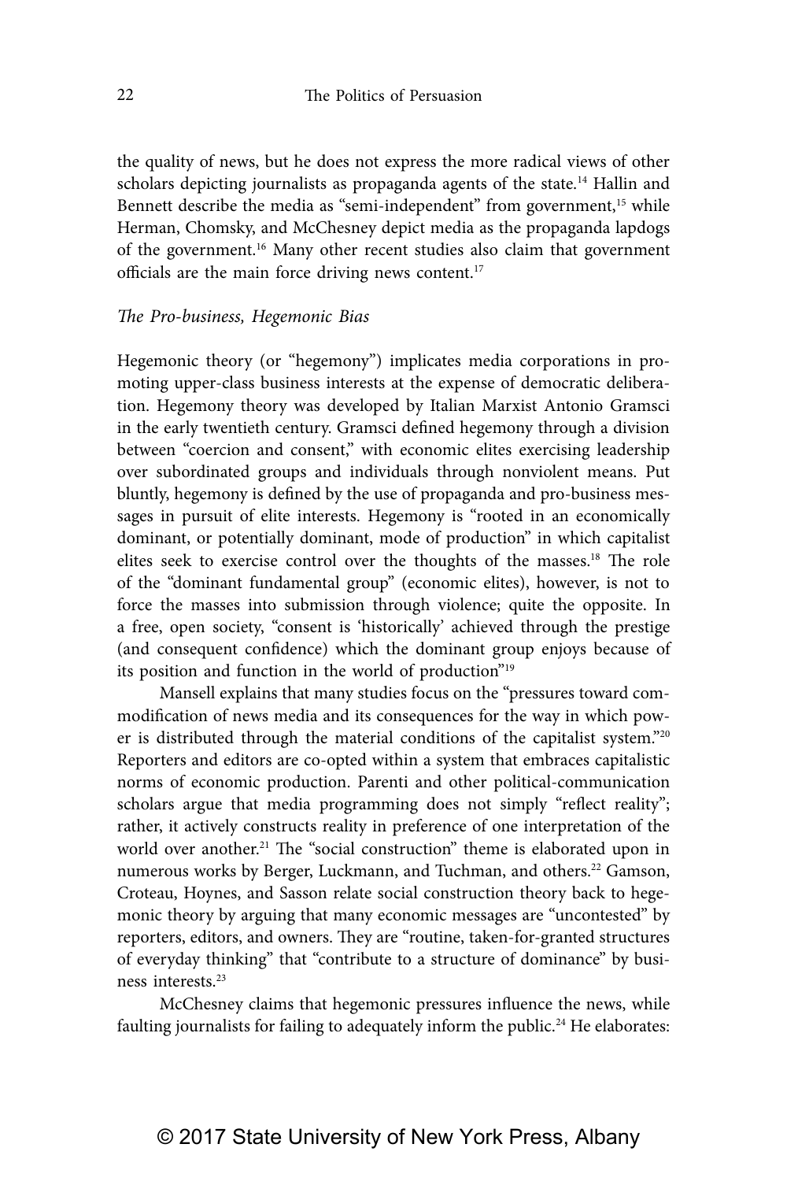the quality of news, but he does not express the more radical views of other scholars depicting journalists as propaganda agents of the state.[14] Hallin and Bennett describe the media as "semi-independent" from government,[15] while Herman, Chomsky, and McChesney depict media as the propaganda lapdogs of the government.[16] Many other recent studies also claim that government officials are the main force driving news content.[17]

### *The Pro-business, Hegemonic Bias*

Hegemonic theory (or "hegemony") implicates media corporations in promoting upper-class business interests at the expense of democratic deliberation. Hegemony theory was developed by Italian Marxist Antonio Gramsci in the early twentieth century. Gramsci defined hegemony through a division between "coercion and consent," with economic elites exercising leadership over subordinated groups and individuals through nonviolent means. Put bluntly, hegemony is defined by the use of propaganda and pro-business messages in pursuit of elite interests. Hegemony is "rooted in an economically dominant, or potentially dominant, mode of production" in which capitalist elites seek to exercise control over the thoughts of the masses.[18] The role of the "dominant fundamental group" (economic elites), however, is not to force the masses into submission through violence; quite the opposite. In a free, open society, "consent is 'historically' achieved through the prestige (and consequent confidence) which the dominant group enjoys because of its position and function in the world of production"[19]

Mansell explains that many studies focus on the "pressures toward commodification of news media and its consequences for the way in which power is distributed through the material conditions of the capitalist system."[20] Reporters and editors are co-opted within a system that embraces capitalistic norms of economic production. Parenti and other political-communication scholars argue that media programming does not simply "reflect reality"; rather, it actively constructs reality in preference of one interpretation of the world over another.[21] The "social construction" theme is elaborated upon in numerous works by Berger, Luckmann, and Tuchman, and others.[22] Gamson, Croteau, Hoynes, and Sasson relate social construction theory back to hegemonic theory by arguing that many economic messages are "uncontested" by reporters, editors, and owners. They are "routine, taken-for-granted structures of everyday thinking" that "contribute to a structure of dominance" by business interests.[23]

McChesney claims that hegemonic pressures influence the news, while faulting journalists for failing to adequately inform the public.[24] He elaborates: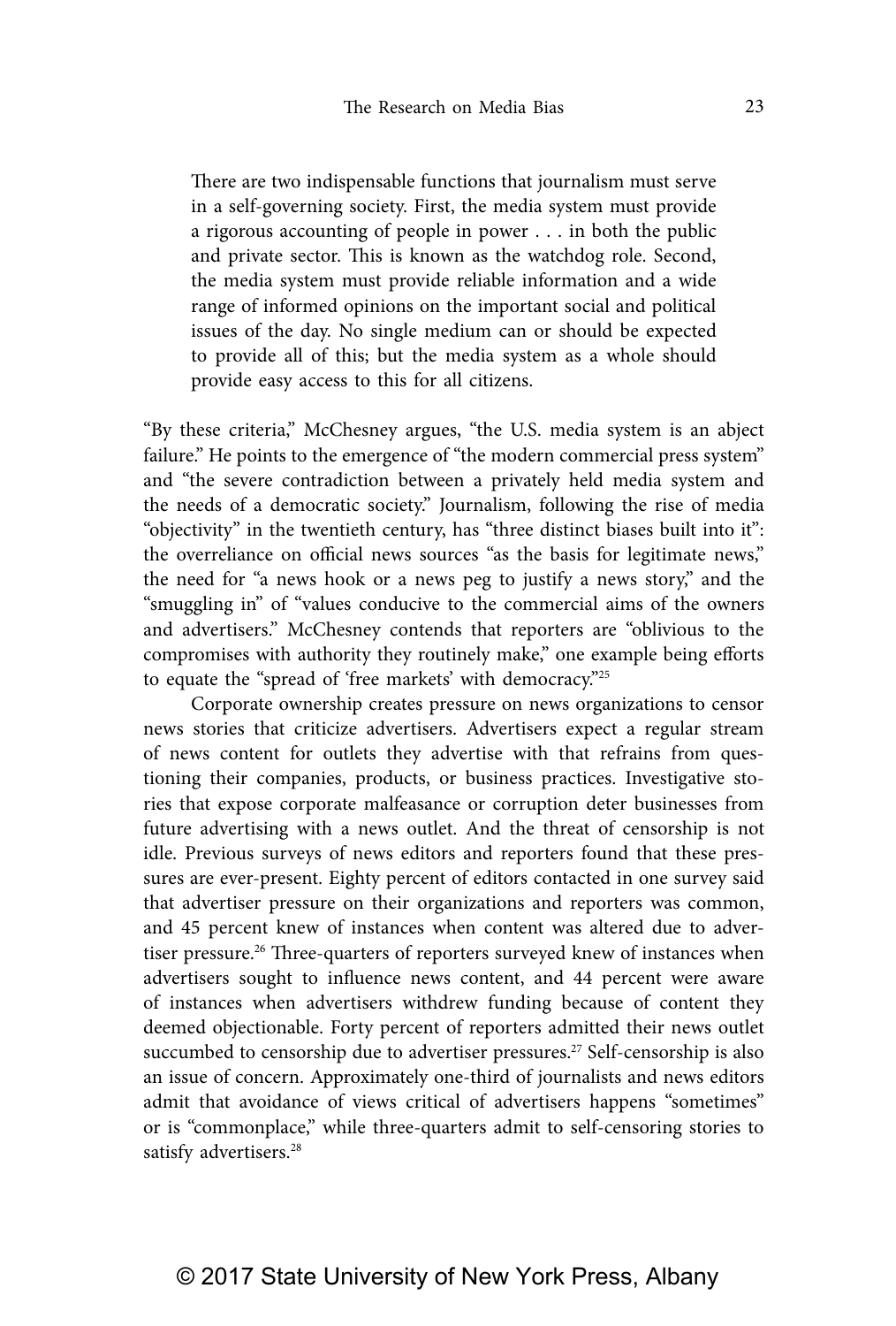> There are two indispensable functions that journalism must serve in a self-governing society. First, the media system must provide a rigorous accounting of people in power . . . in both the public and private sector. This is known as the watchdog role. Second, the media system must provide reliable information and a wide range of informed opinions on the important social and political issues of the day. No single medium can or should be expected to provide all of this; but the media system as a whole should provide easy access to this for all citizens.

"By these criteria," McChesney argues, "the U.S. media system is an abject failure." He points to the emergence of "the modern commercial press system" and "the severe contradiction between a privately held media system and the needs of a democratic society." Journalism, following the rise of media "objectivity" in the twentieth century, has "three distinct biases built into it": the overreliance on official news sources "as the basis for legitimate news," the need for "a news hook or a news peg to justify a news story," and the "smuggling in" of "values conducive to the commercial aims of the owners and advertisers." McChesney contends that reporters are "oblivious to the compromises with authority they routinely make," one example being efforts to equate the "spread of 'free markets' with democracy."[25]

Corporate ownership creates pressure on news organizations to censor news stories that criticize advertisers. Advertisers expect a regular stream of news content for outlets they advertise with that refrains from questioning their companies, products, or business practices. Investigative stories that expose corporate malfeasance or corruption deter businesses from future advertising with a news outlet. And the threat of censorship is not idle. Previous surveys of news editors and reporters found that these pressures are ever-present. Eighty percent of editors contacted in one survey said that advertiser pressure on their organizations and reporters was common, and 45 percent knew of instances when content was altered due to advertiser pressure.[26] Three-quarters of reporters surveyed knew of instances when advertisers sought to influence news content, and 44 percent were aware of instances when advertisers withdrew funding because of content they deemed objectionable. Forty percent of reporters admitted their news outlet succumbed to censorship due to advertiser pressures.[27] Self-censorship is also an issue of concern. Approximately one-third of journalists and news editors admit that avoidance of views critical of advertisers happens "sometimes" or is "commonplace," while three-quarters admit to self-censoring stories to satisfy advertisers.[28]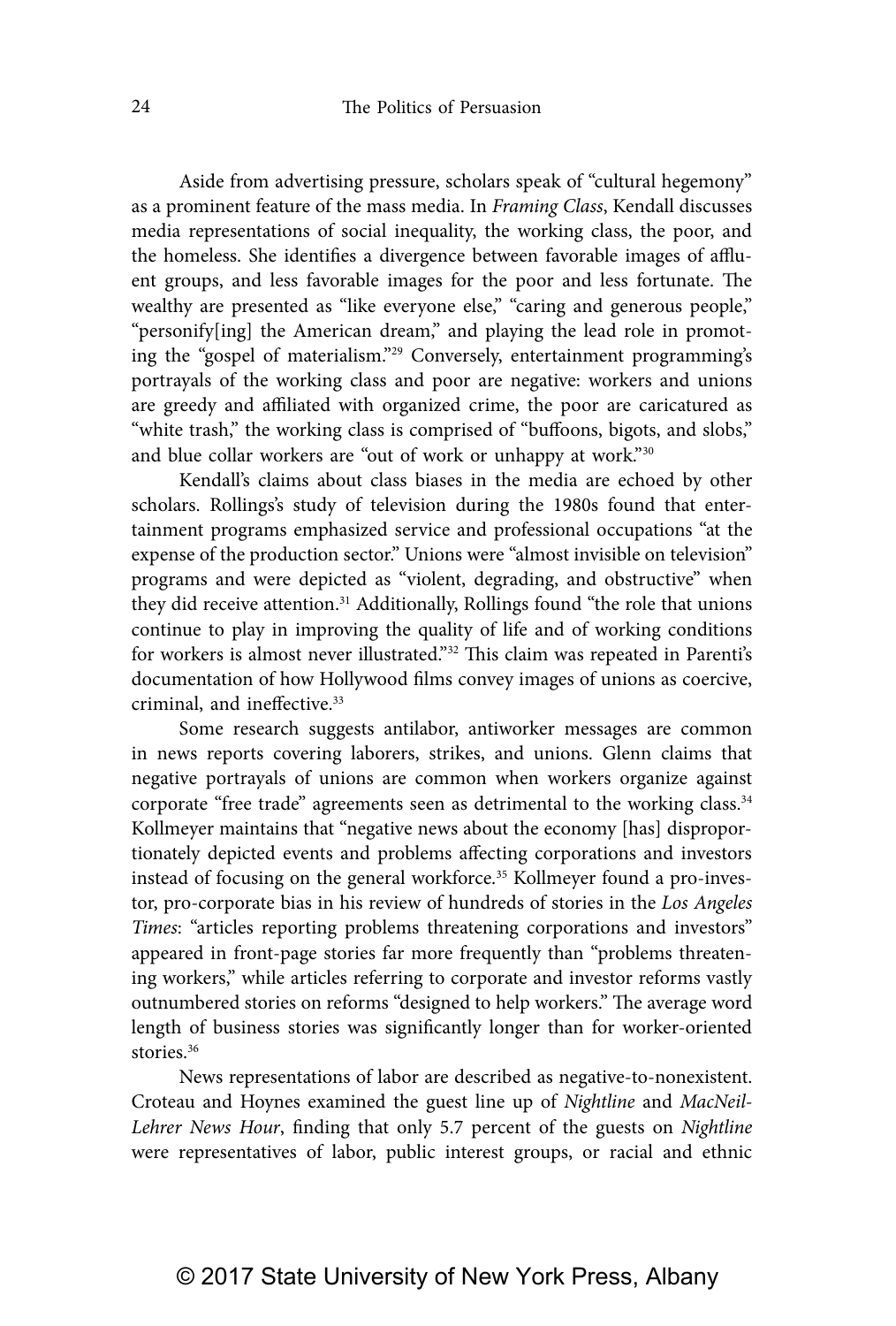Aside from advertising pressure, scholars speak of "cultural hegemony" as a prominent feature of the mass media. In *Framing Class*, Kendall discusses media representations of social inequality, the working class, the poor, and the homeless. She identifies a divergence between favorable images of affluent groups, and less favorable images for the poor and less fortunate. The wealthy are presented as "like everyone else," "caring and generous people," "personify[ing] the American dream," and playing the lead role in promoting the "gospel of materialism."[29] Conversely, entertainment programming's portrayals of the working class and poor are negative: workers and unions are greedy and affiliated with organized crime, the poor are caricatured as "white trash," the working class is comprised of "buffoons, bigots, and slobs," and blue collar workers are "out of work or unhappy at work."[30]

Kendall's claims about class biases in the media are echoed by other scholars. Rollings's study of television during the 1980s found that entertainment programs emphasized service and professional occupations "at the expense of the production sector." Unions were "almost invisible on television" programs and were depicted as "violent, degrading, and obstructive" when they did receive attention.[31] Additionally, Rollings found "the role that unions continue to play in improving the quality of life and of working conditions for workers is almost never illustrated."[32] This claim was repeated in Parenti's documentation of how Hollywood films convey images of unions as coercive, criminal, and ineffective.[33]

Some research suggests antilabor, antiworker messages are common in news reports covering laborers, strikes, and unions. Glenn claims that negative portrayals of unions are common when workers organize against corporate "free trade" agreements seen as detrimental to the working class.[34] Kollmeyer maintains that "negative news about the economy [has] disproportionately depicted events and problems affecting corporations and investors instead of focusing on the general workforce.[35] Kollmeyer found a pro-investor, pro-corporate bias in his review of hundreds of stories in the *Los Angeles Times*: "articles reporting problems threatening corporations and investors" appeared in front-page stories far more frequently than "problems threatening workers," while articles referring to corporate and investor reforms vastly outnumbered stories on reforms "designed to help workers." The average word length of business stories was significantly longer than for worker-oriented stories.[36]

News representations of labor are described as negative-to-nonexistent. Croteau and Hoynes examined the guest line up of *Nightline* and *MacNeil-Lehrer News Hour*, finding that only 5.7 percent of the guests on *Nightline* were representatives of labor, public interest groups, or racial and ethnic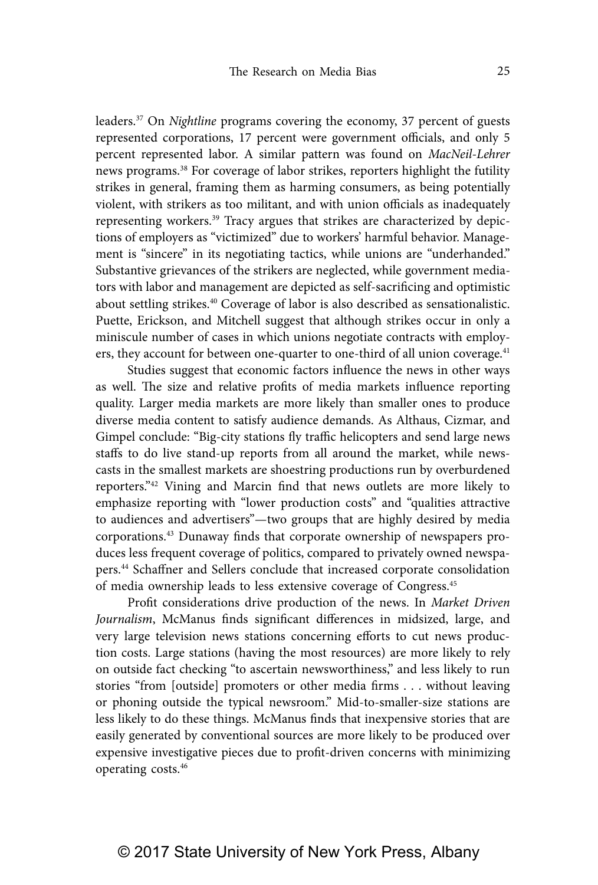leaders.[37] On *Nightline* programs covering the economy, 37 percent of guests represented corporations, 17 percent were government officials, and only 5 percent represented labor. A similar pattern was found on *MacNeil-Lehrer* news programs.[38] For coverage of labor strikes, reporters highlight the futility strikes in general, framing them as harming consumers, as being potentially violent, with strikers as too militant, and with union officials as inadequately representing workers.[39] Tracy argues that strikes are characterized by depictions of employers as "victimized" due to workers' harmful behavior. Management is "sincere" in its negotiating tactics, while unions are "underhanded." Substantive grievances of the strikers are neglected, while government mediators with labor and management are depicted as self-sacrificing and optimistic about settling strikes.[40] Coverage of labor is also described as sensationalistic. Puette, Erickson, and Mitchell suggest that although strikes occur in only a miniscule number of cases in which unions negotiate contracts with employers, they account for between one-quarter to one-third of all union coverage.[41]

Studies suggest that economic factors influence the news in other ways as well. The size and relative profits of media markets influence reporting quality. Larger media markets are more likely than smaller ones to produce diverse media content to satisfy audience demands. As Althaus, Cizmar, and Gimpel conclude: "Big-city stations fly traffic helicopters and send large news staffs to do live stand-up reports from all around the market, while newscasts in the smallest markets are shoestring productions run by overburdened reporters."[42] Vining and Marcin find that news outlets are more likely to emphasize reporting with "lower production costs" and "qualities attractive to audiences and advertisers"—two groups that are highly desired by media corporations.[43] Dunaway finds that corporate ownership of newspapers produces less frequent coverage of politics, compared to privately owned newspapers.[44] Schaffner and Sellers conclude that increased corporate consolidation of media ownership leads to less extensive coverage of Congress.[45]

Profit considerations drive production of the news. In *Market Driven Journalism*, McManus finds significant differences in midsized, large, and very large television news stations concerning efforts to cut news production costs. Large stations (having the most resources) are more likely to rely on outside fact checking "to ascertain newsworthiness," and less likely to run stories "from [outside] promoters or other media firms . . . without leaving or phoning outside the typical newsroom." Mid-to-smaller-size stations are less likely to do these things. McManus finds that inexpensive stories that are easily generated by conventional sources are more likely to be produced over expensive investigative pieces due to profit-driven concerns with minimizing operating costs.[46]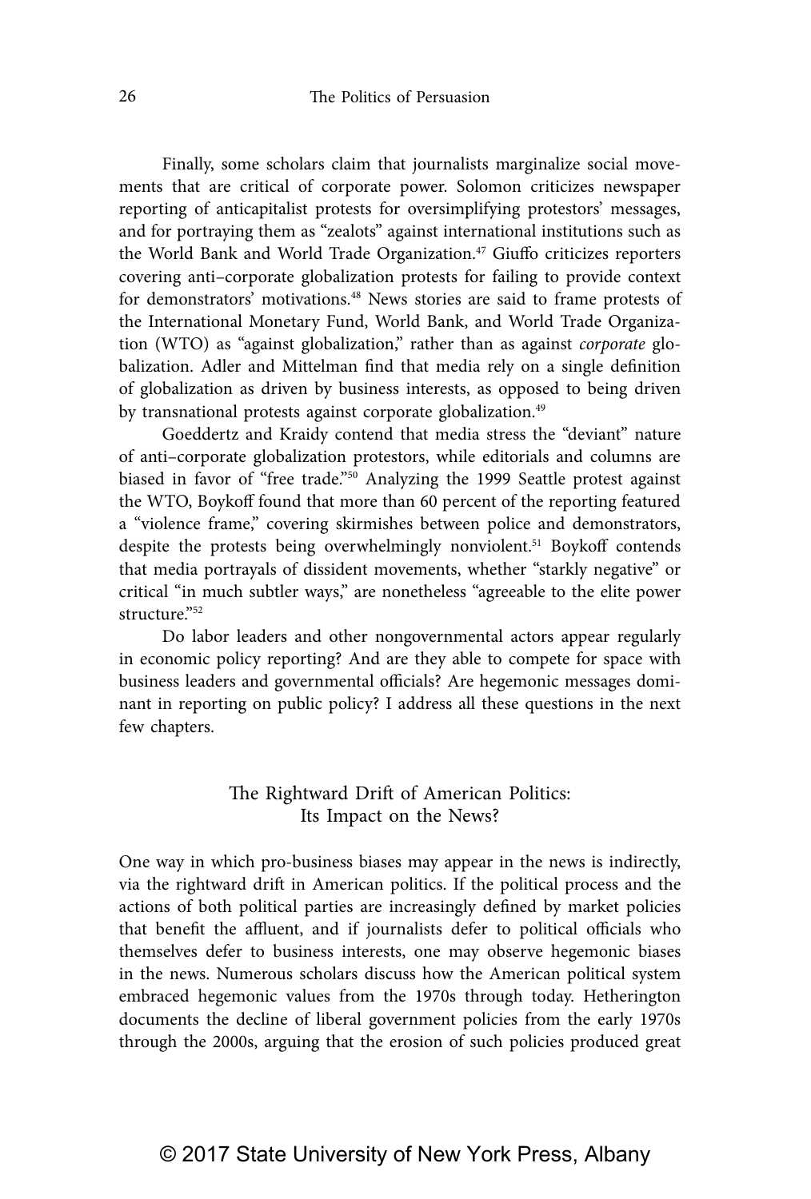Finally, some scholars claim that journalists marginalize social movements that are critical of corporate power. Solomon criticizes newspaper reporting of anticapitalist protests for oversimplifying protestors' messages, and for portraying them as "zealots" against international institutions such as the World Bank and World Trade Organization.[47] Giuffo criticizes reporters covering anti–corporate globalization protests for failing to provide context for demonstrators' motivations.[48] News stories are said to frame protests of the International Monetary Fund, World Bank, and World Trade Organization (WTO) as "against globalization," rather than as against *corporate* globalization. Adler and Mittelman find that media rely on a single definition of globalization as driven by business interests, as opposed to being driven by transnational protests against corporate globalization.[49]

Goeddertz and Kraidy contend that media stress the "deviant" nature of anti–corporate globalization protestors, while editorials and columns are biased in favor of "free trade."[50] Analyzing the 1999 Seattle protest against the WTO, Boykoff found that more than 60 percent of the reporting featured a "violence frame," covering skirmishes between police and demonstrators, despite the protests being overwhelmingly nonviolent.[51] Boykoff contends that media portrayals of dissident movements, whether "starkly negative" or critical "in much subtler ways," are nonetheless "agreeable to the elite power structure."[52]

Do labor leaders and other nongovernmental actors appear regularly in economic policy reporting? And are they able to compete for space with business leaders and governmental officials? Are hegemonic messages dominant in reporting on public policy? I address all these questions in the next few chapters.

## The Rightward Drift of American Politics: Its Impact on the News?

One way in which pro-business biases may appear in the news is indirectly, via the rightward drift in American politics. If the political process and the actions of both political parties are increasingly defined by market policies that benefit the affluent, and if journalists defer to political officials who themselves defer to business interests, one may observe hegemonic biases in the news. Numerous scholars discuss how the American political system embraced hegemonic values from the 1970s through today. Hetherington documents the decline of liberal government policies from the early 1970s through the 2000s, arguing that the erosion of such policies produced great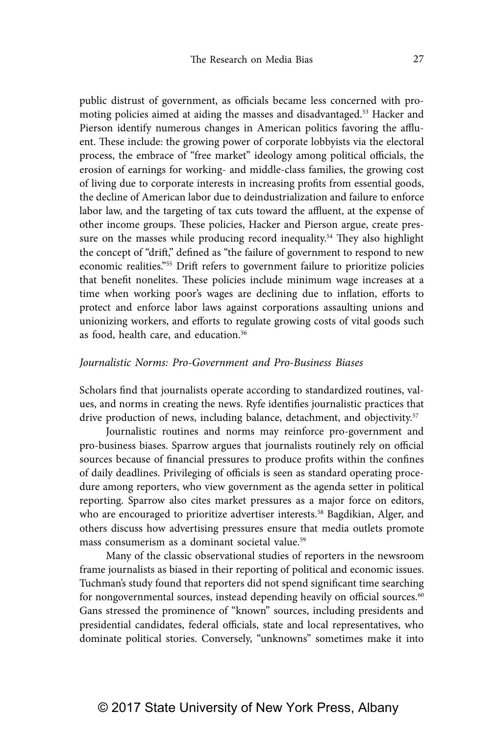public distrust of government, as officials became less concerned with promoting policies aimed at aiding the masses and disadvantaged.[53] Hacker and Pierson identify numerous changes in American politics favoring the affluent. These include: the growing power of corporate lobbyists via the electoral process, the embrace of "free market" ideology among political officials, the erosion of earnings for working- and middle-class families, the growing cost of living due to corporate interests in increasing profits from essential goods, the decline of American labor due to deindustrialization and failure to enforce labor law, and the targeting of tax cuts toward the affluent, at the expense of other income groups. These policies, Hacker and Pierson argue, create pressure on the masses while producing record inequality.[54] They also highlight the concept of "drift," defined as "the failure of government to respond to new economic realities."[55] Drift refers to government failure to prioritize policies that benefit nonelites. These policies include minimum wage increases at a time when working poor's wages are declining due to inflation, efforts to protect and enforce labor laws against corporations assaulting unions and unionizing workers, and efforts to regulate growing costs of vital goods such as food, health care, and education.[56]

### *Journalistic Norms: Pro-Government and Pro-Business Biases*

Scholars find that journalists operate according to standardized routines, values, and norms in creating the news. Ryfe identifies journalistic practices that drive production of news, including balance, detachment, and objectivity.[57]

Journalistic routines and norms may reinforce pro-government and pro-business biases. Sparrow argues that journalists routinely rely on official sources because of financial pressures to produce profits within the confines of daily deadlines. Privileging of officials is seen as standard operating procedure among reporters, who view government as the agenda setter in political reporting. Sparrow also cites market pressures as a major force on editors, who are encouraged to prioritize advertiser interests.[58] Bagdikian, Alger, and others discuss how advertising pressures ensure that media outlets promote mass consumerism as a dominant societal value.[59]

Many of the classic observational studies of reporters in the newsroom frame journalists as biased in their reporting of political and economic issues. Tuchman's study found that reporters did not spend significant time searching for nongovernmental sources, instead depending heavily on official sources.[60] Gans stressed the prominence of "known" sources, including presidents and presidential candidates, federal officials, state and local representatives, who dominate political stories. Conversely, "unknowns" sometimes make it into

© 2017 State University of New York Press, Albany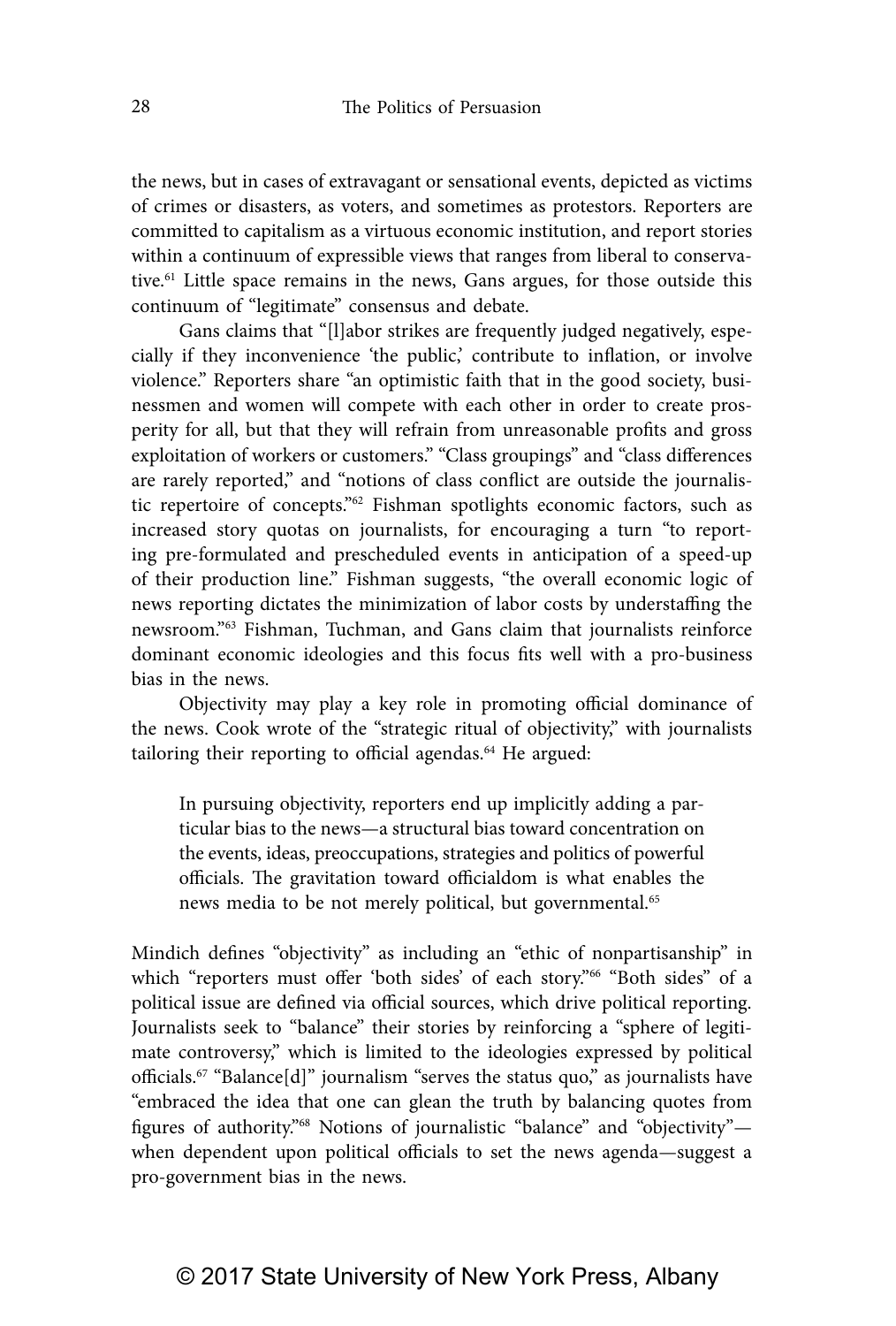the news, but in cases of extravagant or sensational events, depicted as victims of crimes or disasters, as voters, and sometimes as protestors. Reporters are committed to capitalism as a virtuous economic institution, and report stories within a continuum of expressible views that ranges from liberal to conservative.[61] Little space remains in the news, Gans argues, for those outside this continuum of "legitimate" consensus and debate.

Gans claims that "[l]abor strikes are frequently judged negatively, especially if they inconvenience 'the public,' contribute to inflation, or involve violence." Reporters share "an optimistic faith that in the good society, businessmen and women will compete with each other in order to create prosperity for all, but that they will refrain from unreasonable profits and gross exploitation of workers or customers." "Class groupings" and "class differences are rarely reported," and "notions of class conflict are outside the journalistic repertoire of concepts."[62] Fishman spotlights economic factors, such as increased story quotas on journalists, for encouraging a turn "to reporting pre-formulated and prescheduled events in anticipation of a speed-up of their production line." Fishman suggests, "the overall economic logic of news reporting dictates the minimization of labor costs by understaffing the newsroom."[63] Fishman, Tuchman, and Gans claim that journalists reinforce dominant economic ideologies and this focus fits well with a pro-business bias in the news.

Objectivity may play a key role in promoting official dominance of the news. Cook wrote of the "strategic ritual of objectivity," with journalists tailoring their reporting to official agendas.[64] He argued:

> In pursuing objectivity, reporters end up implicitly adding a particular bias to the news—a structural bias toward concentration on the events, ideas, preoccupations, strategies and politics of powerful officials. The gravitation toward officialdom is what enables the news media to be not merely political, but governmental.[65]

Mindich defines "objectivity" as including an "ethic of nonpartisanship" in which "reporters must offer 'both sides' of each story."[66] "Both sides" of a political issue are defined via official sources, which drive political reporting. Journalists seek to "balance" their stories by reinforcing a "sphere of legitimate controversy," which is limited to the ideologies expressed by political officials.[67] "Balance[d]" journalism "serves the status quo," as journalists have "embraced the idea that one can glean the truth by balancing quotes from figures of authority."[68] Notions of journalistic "balance" and "objectivity"—when dependent upon political officials to set the news agenda—suggest a pro-government bias in the news.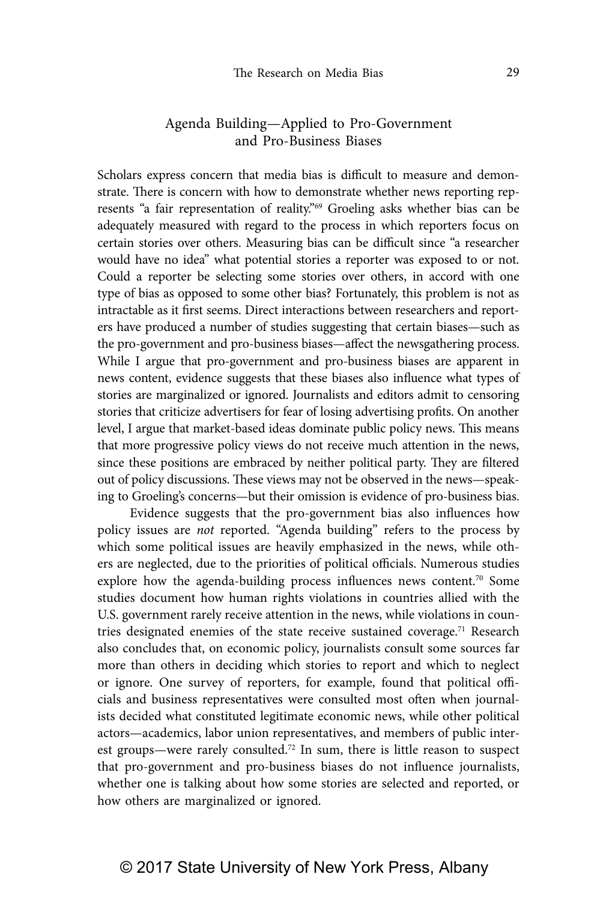## Agenda Building—Applied to Pro-Government and Pro-Business Biases

Scholars express concern that media bias is difficult to measure and demonstrate. There is concern with how to demonstrate whether news reporting represents "a fair representation of reality."[69] Groeling asks whether bias can be adequately measured with regard to the process in which reporters focus on certain stories over others. Measuring bias can be difficult since "a researcher would have no idea" what potential stories a reporter was exposed to or not. Could a reporter be selecting some stories over others, in accord with one type of bias as opposed to some other bias? Fortunately, this problem is not as intractable as it first seems. Direct interactions between researchers and reporters have produced a number of studies suggesting that certain biases—such as the pro-government and pro-business biases—affect the newsgathering process. While I argue that pro-government and pro-business biases are apparent in news content, evidence suggests that these biases also influence what types of stories are marginalized or ignored. Journalists and editors admit to censoring stories that criticize advertisers for fear of losing advertising profits. On another level, I argue that market-based ideas dominate public policy news. This means that more progressive policy views do not receive much attention in the news, since these positions are embraced by neither political party. They are filtered out of policy discussions. These views may not be observed in the news—speaking to Groeling's concerns—but their omission is evidence of pro-business bias.

Evidence suggests that the pro-government bias also influences how policy issues are *not* reported. "Agenda building" refers to the process by which some political issues are heavily emphasized in the news, while others are neglected, due to the priorities of political officials. Numerous studies explore how the agenda-building process influences news content.[70] Some studies document how human rights violations in countries allied with the U.S. government rarely receive attention in the news, while violations in countries designated enemies of the state receive sustained coverage.[71] Research also concludes that, on economic policy, journalists consult some sources far more than others in deciding which stories to report and which to neglect or ignore. One survey of reporters, for example, found that political officials and business representatives were consulted most often when journalists decided what constituted legitimate economic news, while other political actors—academics, labor union representatives, and members of public interest groups—were rarely consulted.[72] In sum, there is little reason to suspect that pro-government and pro-business biases do not influence journalists, whether one is talking about how some stories are selected and reported, or how others are marginalized or ignored.

© 2017 State University of New York Press, Albany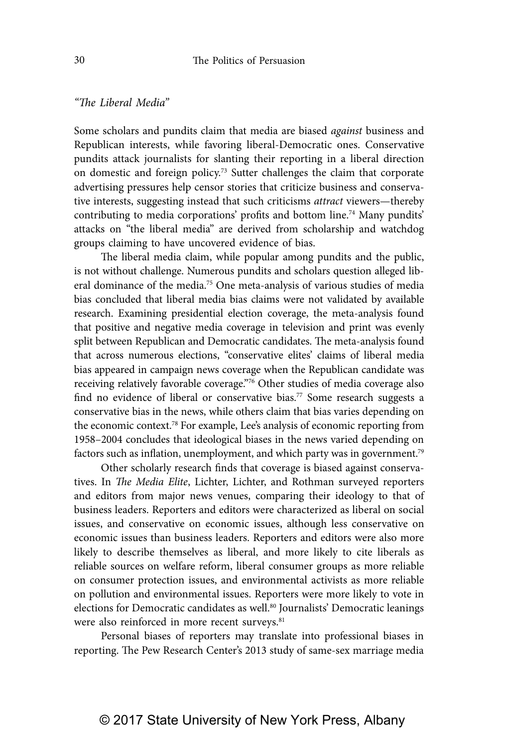*"The Liberal Media"*

Some scholars and pundits claim that media are biased *against* business and Republican interests, while favoring liberal-Democratic ones. Conservative pundits attack journalists for slanting their reporting in a liberal direction on domestic and foreign policy.[73] Sutter challenges the claim that corporate advertising pressures help censor stories that criticize business and conservative interests, suggesting instead that such criticisms *attract* viewers—thereby contributing to media corporations' profits and bottom line.[74] Many pundits' attacks on "the liberal media" are derived from scholarship and watchdog groups claiming to have uncovered evidence of bias.

The liberal media claim, while popular among pundits and the public, is not without challenge. Numerous pundits and scholars question alleged liberal dominance of the media.[75] One meta-analysis of various studies of media bias concluded that liberal media bias claims were not validated by available research. Examining presidential election coverage, the meta-analysis found that positive and negative media coverage in television and print was evenly split between Republican and Democratic candidates. The meta-analysis found that across numerous elections, "conservative elites' claims of liberal media bias appeared in campaign news coverage when the Republican candidate was receiving relatively favorable coverage."[76] Other studies of media coverage also find no evidence of liberal or conservative bias.[77] Some research suggests a conservative bias in the news, while others claim that bias varies depending on the economic context.[78] For example, Lee's analysis of economic reporting from 1958–2004 concludes that ideological biases in the news varied depending on factors such as inflation, unemployment, and which party was in government.[79]

Other scholarly research finds that coverage is biased against conservatives. In *The Media Elite*, Lichter, Lichter, and Rothman surveyed reporters and editors from major news venues, comparing their ideology to that of business leaders. Reporters and editors were characterized as liberal on social issues, and conservative on economic issues, although less conservative on economic issues than business leaders. Reporters and editors were also more likely to describe themselves as liberal, and more likely to cite liberals as reliable sources on welfare reform, liberal consumer groups as more reliable on consumer protection issues, and environmental activists as more reliable on pollution and environmental issues. Reporters were more likely to vote in elections for Democratic candidates as well.[80] Journalists' Democratic leanings were also reinforced in more recent surveys.[81]

Personal biases of reporters may translate into professional biases in reporting. The Pew Research Center's 2013 study of same-sex marriage media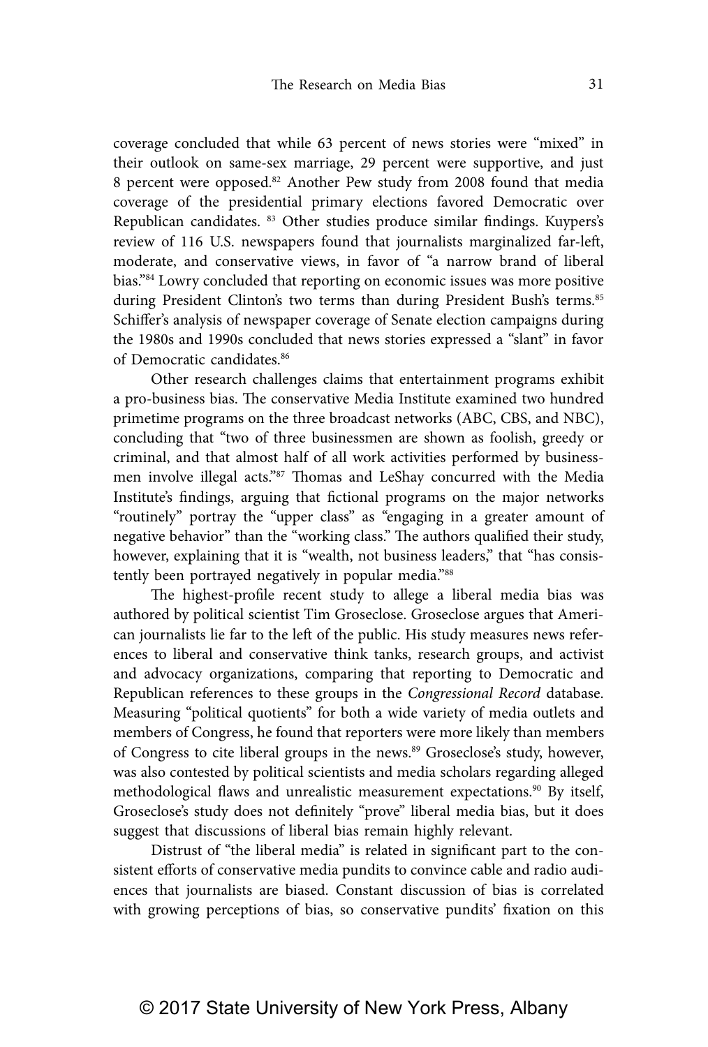coverage concluded that while 63 percent of news stories were "mixed" in their outlook on same-sex marriage, 29 percent were supportive, and just 8 percent were opposed.[82] Another Pew study from 2008 found that media coverage of the presidential primary elections favored Democratic over Republican candidates. [83] Other studies produce similar findings. Kuypers's review of 116 U.S. newspapers found that journalists marginalized far-left, moderate, and conservative views, in favor of "a narrow brand of liberal bias."[84] Lowry concluded that reporting on economic issues was more positive during President Clinton's two terms than during President Bush's terms.[85] Schiffer's analysis of newspaper coverage of Senate election campaigns during the 1980s and 1990s concluded that news stories expressed a "slant" in favor of Democratic candidates.[86]

Other research challenges claims that entertainment programs exhibit a pro-business bias. The conservative Media Institute examined two hundred primetime programs on the three broadcast networks (ABC, CBS, and NBC), concluding that "two of three businessmen are shown as foolish, greedy or criminal, and that almost half of all work activities performed by businessmen involve illegal acts."[87] Thomas and LeShay concurred with the Media Institute's findings, arguing that fictional programs on the major networks "routinely" portray the "upper class" as "engaging in a greater amount of negative behavior" than the "working class." The authors qualified their study, however, explaining that it is "wealth, not business leaders," that "has consistently been portrayed negatively in popular media."[88]

The highest-profile recent study to allege a liberal media bias was authored by political scientist Tim Groseclose. Groseclose argues that American journalists lie far to the left of the public. His study measures news references to liberal and conservative think tanks, research groups, and activist and advocacy organizations, comparing that reporting to Democratic and Republican references to these groups in the *Congressional Record* database. Measuring "political quotients" for both a wide variety of media outlets and members of Congress, he found that reporters were more likely than members of Congress to cite liberal groups in the news.[89] Groseclose's study, however, was also contested by political scientists and media scholars regarding alleged methodological flaws and unrealistic measurement expectations.[90] By itself, Groseclose's study does not definitely "prove" liberal media bias, but it does suggest that discussions of liberal bias remain highly relevant.

Distrust of "the liberal media" is related in significant part to the consistent efforts of conservative media pundits to convince cable and radio audiences that journalists are biased. Constant discussion of bias is correlated with growing perceptions of bias, so conservative pundits' fixation on this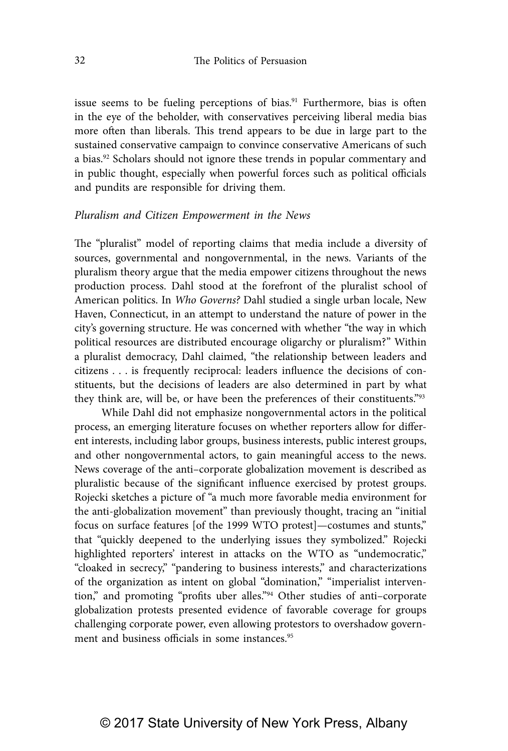issue seems to be fueling perceptions of bias.[91] Furthermore, bias is often in the eye of the beholder, with conservatives perceiving liberal media bias more often than liberals. This trend appears to be due in large part to the sustained conservative campaign to convince conservative Americans of such a bias.[92] Scholars should not ignore these trends in popular commentary and in public thought, especially when powerful forces such as political officials and pundits are responsible for driving them.

### *Pluralism and Citizen Empowerment in the News*

The "pluralist" model of reporting claims that media include a diversity of sources, governmental and nongovernmental, in the news. Variants of the pluralism theory argue that the media empower citizens throughout the news production process. Dahl stood at the forefront of the pluralist school of American politics. In *Who Governs?* Dahl studied a single urban locale, New Haven, Connecticut, in an attempt to understand the nature of power in the city's governing structure. He was concerned with whether "the way in which political resources are distributed encourage oligarchy or pluralism?" Within a pluralist democracy, Dahl claimed, "the relationship between leaders and citizens . . . is frequently reciprocal: leaders influence the decisions of constituents, but the decisions of leaders are also determined in part by what they think are, will be, or have been the preferences of their constituents."[93]

While Dahl did not emphasize nongovernmental actors in the political process, an emerging literature focuses on whether reporters allow for different interests, including labor groups, business interests, public interest groups, and other nongovernmental actors, to gain meaningful access to the news. News coverage of the anti–corporate globalization movement is described as pluralistic because of the significant influence exercised by protest groups. Rojecki sketches a picture of "a much more favorable media environment for the anti-globalization movement" than previously thought, tracing an "initial focus on surface features [of the 1999 WTO protest]—costumes and stunts," that "quickly deepened to the underlying issues they symbolized." Rojecki highlighted reporters' interest in attacks on the WTO as "undemocratic," "cloaked in secrecy," "pandering to business interests," and characterizations of the organization as intent on global "domination," "imperialist intervention," and promoting "profits uber alles."[94] Other studies of anti–corporate globalization protests presented evidence of favorable coverage for groups challenging corporate power, even allowing protestors to overshadow government and business officials in some instances.[95]

© 2017 State University of New York Press, Albany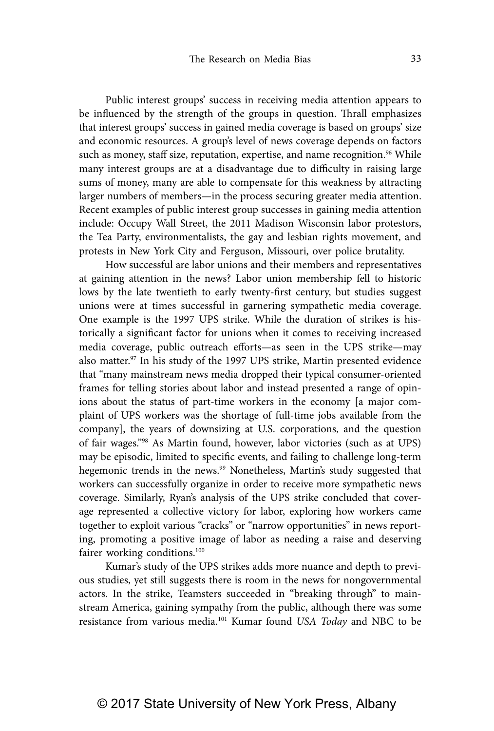Public interest groups' success in receiving media attention appears to be influenced by the strength of the groups in question. Thrall emphasizes that interest groups' success in gained media coverage is based on groups' size and economic resources. A group's level of news coverage depends on factors such as money, staff size, reputation, expertise, and name recognition.[96] While many interest groups are at a disadvantage due to difficulty in raising large sums of money, many are able to compensate for this weakness by attracting larger numbers of members—in the process securing greater media attention. Recent examples of public interest group successes in gaining media attention include: Occupy Wall Street, the 2011 Madison Wisconsin labor protestors, the Tea Party, environmentalists, the gay and lesbian rights movement, and protests in New York City and Ferguson, Missouri, over police brutality.

How successful are labor unions and their members and representatives at gaining attention in the news? Labor union membership fell to historic lows by the late twentieth to early twenty-first century, but studies suggest unions were at times successful in garnering sympathetic media coverage. One example is the 1997 UPS strike. While the duration of strikes is historically a significant factor for unions when it comes to receiving increased media coverage, public outreach efforts—as seen in the UPS strike—may also matter.[97] In his study of the 1997 UPS strike, Martin presented evidence that "many mainstream news media dropped their typical consumer-oriented frames for telling stories about labor and instead presented a range of opinions about the status of part-time workers in the economy [a major complaint of UPS workers was the shortage of full-time jobs available from the company], the years of downsizing at U.S. corporations, and the question of fair wages."[98] As Martin found, however, labor victories (such as at UPS) may be episodic, limited to specific events, and failing to challenge long-term hegemonic trends in the news.[99] Nonetheless, Martin's study suggested that workers can successfully organize in order to receive more sympathetic news coverage. Similarly, Ryan's analysis of the UPS strike concluded that coverage represented a collective victory for labor, exploring how workers came together to exploit various "cracks" or "narrow opportunities" in news reporting, promoting a positive image of labor as needing a raise and deserving fairer working conditions.[100]

Kumar's study of the UPS strikes adds more nuance and depth to previous studies, yet still suggests there is room in the news for nongovernmental actors. In the strike, Teamsters succeeded in "breaking through" to mainstream America, gaining sympathy from the public, although there was some resistance from various media.[101] Kumar found *USA Today* and NBC to be

© 2017 State University of New York Press, Albany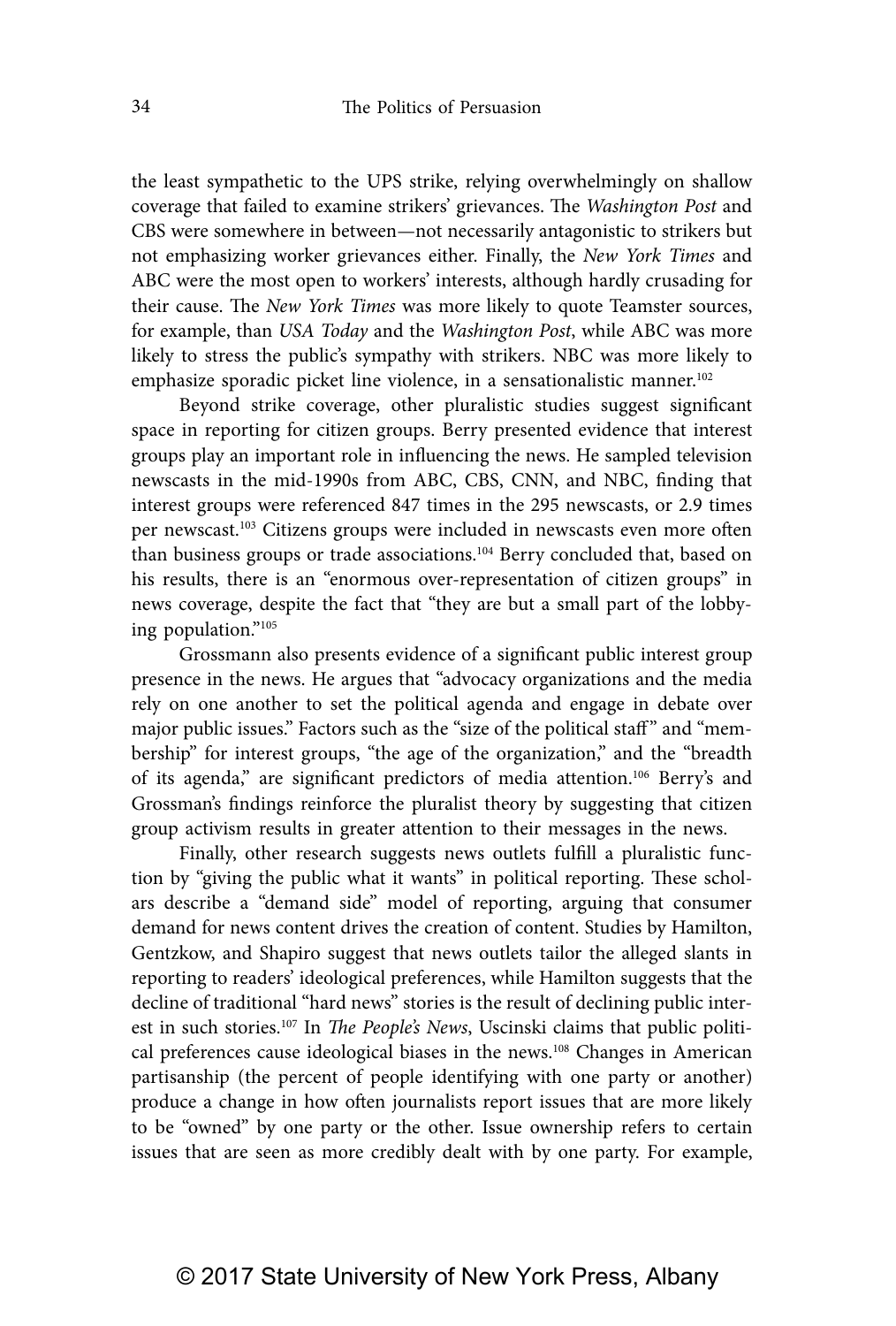the least sympathetic to the UPS strike, relying overwhelmingly on shallow coverage that failed to examine strikers' grievances. The *Washington Post* and CBS were somewhere in between—not necessarily antagonistic to strikers but not emphasizing worker grievances either. Finally, the *New York Times* and ABC were the most open to workers' interests, although hardly crusading for their cause. The *New York Times* was more likely to quote Teamster sources, for example, than *USA Today* and the *Washington Post*, while ABC was more likely to stress the public's sympathy with strikers. NBC was more likely to emphasize sporadic picket line violence, in a sensationalistic manner.[102]

Beyond strike coverage, other pluralistic studies suggest significant space in reporting for citizen groups. Berry presented evidence that interest groups play an important role in influencing the news. He sampled television newscasts in the mid-1990s from ABC, CBS, CNN, and NBC, finding that interest groups were referenced 847 times in the 295 newscasts, or 2.9 times per newscast.[103] Citizens groups were included in newscasts even more often than business groups or trade associations.[104] Berry concluded that, based on his results, there is an "enormous over-representation of citizen groups" in news coverage, despite the fact that "they are but a small part of the lobbying population."[105]

Grossmann also presents evidence of a significant public interest group presence in the news. He argues that "advocacy organizations and the media rely on one another to set the political agenda and engage in debate over major public issues." Factors such as the "size of the political staff" and "membership" for interest groups, "the age of the organization," and the "breadth of its agenda," are significant predictors of media attention.[106] Berry's and Grossman's findings reinforce the pluralist theory by suggesting that citizen group activism results in greater attention to their messages in the news.

Finally, other research suggests news outlets fulfill a pluralistic function by "giving the public what it wants" in political reporting. These scholars describe a "demand side" model of reporting, arguing that consumer demand for news content drives the creation of content. Studies by Hamilton, Gentzkow, and Shapiro suggest that news outlets tailor the alleged slants in reporting to readers' ideological preferences, while Hamilton suggests that the decline of traditional "hard news" stories is the result of declining public interest in such stories.[107] In *The People's News*, Uscinski claims that public political preferences cause ideological biases in the news.[108] Changes in American partisanship (the percent of people identifying with one party or another) produce a change in how often journalists report issues that are more likely to be "owned" by one party or the other. Issue ownership refers to certain issues that are seen as more credibly dealt with by one party. For example,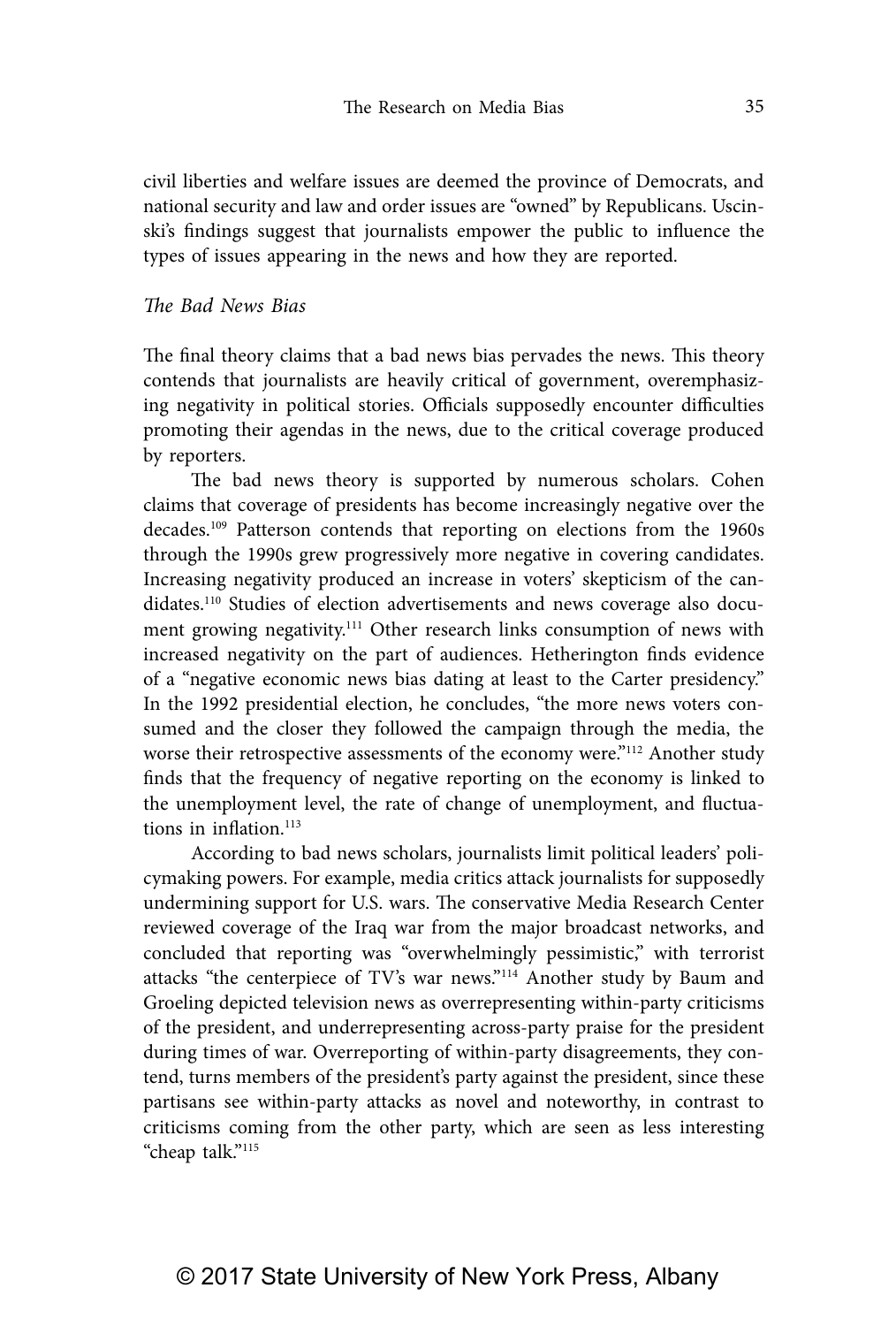civil liberties and welfare issues are deemed the province of Democrats, and national security and law and order issues are "owned" by Republicans. Uscinski's findings suggest that journalists empower the public to influence the types of issues appearing in the news and how they are reported.

*The Bad News Bias*

The final theory claims that a bad news bias pervades the news. This theory contends that journalists are heavily critical of government, overemphasizing negativity in political stories. Officials supposedly encounter difficulties promoting their agendas in the news, due to the critical coverage produced by reporters.

The bad news theory is supported by numerous scholars. Cohen claims that coverage of presidents has become increasingly negative over the decades.[109] Patterson contends that reporting on elections from the 1960s through the 1990s grew progressively more negative in covering candidates. Increasing negativity produced an increase in voters' skepticism of the candidates.[110] Studies of election advertisements and news coverage also document growing negativity.[111] Other research links consumption of news with increased negativity on the part of audiences. Hetherington finds evidence of a "negative economic news bias dating at least to the Carter presidency." In the 1992 presidential election, he concludes, "the more news voters consumed and the closer they followed the campaign through the media, the worse their retrospective assessments of the economy were."[112] Another study finds that the frequency of negative reporting on the economy is linked to the unemployment level, the rate of change of unemployment, and fluctuations in inflation.[113]

According to bad news scholars, journalists limit political leaders' policymaking powers. For example, media critics attack journalists for supposedly undermining support for U.S. wars. The conservative Media Research Center reviewed coverage of the Iraq war from the major broadcast networks, and concluded that reporting was "overwhelmingly pessimistic," with terrorist attacks "the centerpiece of TV's war news."[114] Another study by Baum and Groeling depicted television news as overrepresenting within-party criticisms of the president, and underrepresenting across-party praise for the president during times of war. Overreporting of within-party disagreements, they contend, turns members of the president's party against the president, since these partisans see within-party attacks as novel and noteworthy, in contrast to criticisms coming from the other party, which are seen as less interesting "cheap talk."[115]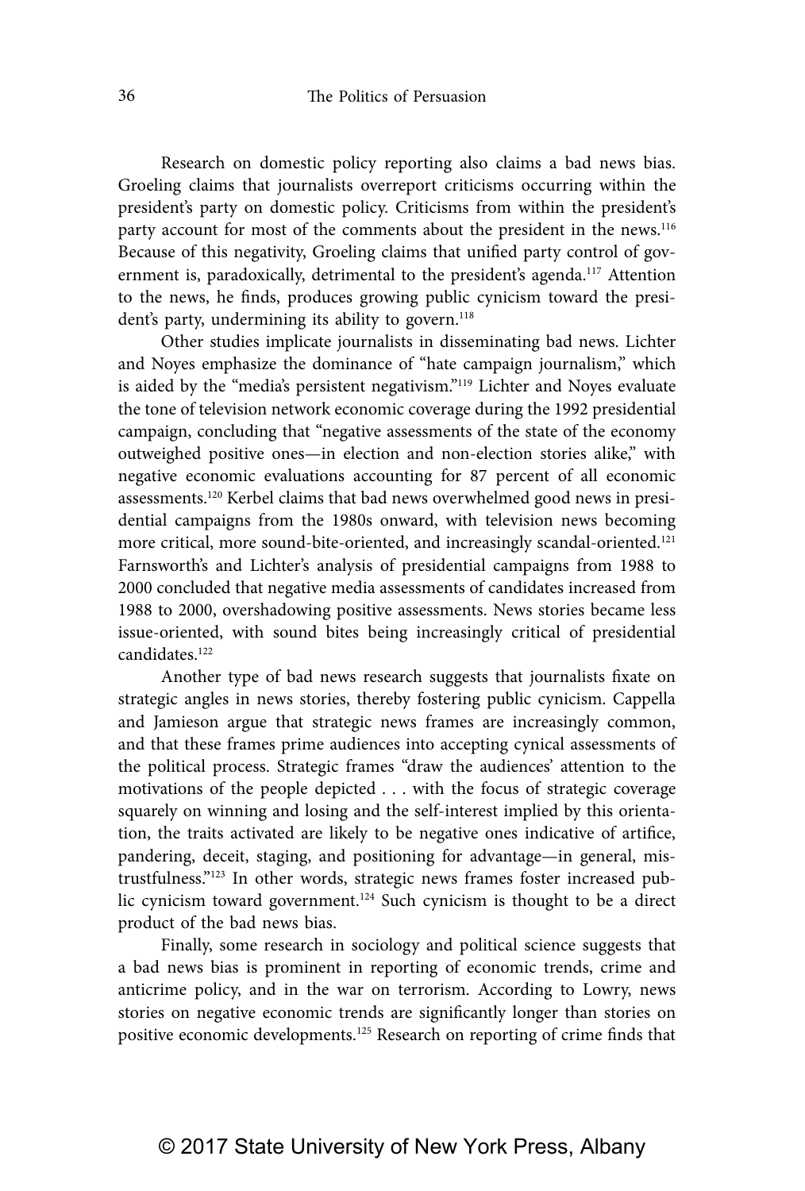Research on domestic policy reporting also claims a bad news bias. Groeling claims that journalists overreport criticisms occurring within the president's party on domestic policy. Criticisms from within the president's party account for most of the comments about the president in the news.[116] Because of this negativity, Groeling claims that unified party control of government is, paradoxically, detrimental to the president's agenda.[117] Attention to the news, he finds, produces growing public cynicism toward the president's party, undermining its ability to govern.[118]

Other studies implicate journalists in disseminating bad news. Lichter and Noyes emphasize the dominance of "hate campaign journalism," which is aided by the "media's persistent negativism."[119] Lichter and Noyes evaluate the tone of television network economic coverage during the 1992 presidential campaign, concluding that "negative assessments of the state of the economy outweighed positive ones—in election and non-election stories alike," with negative economic evaluations accounting for 87 percent of all economic assessments.[120] Kerbel claims that bad news overwhelmed good news in presidential campaigns from the 1980s onward, with television news becoming more critical, more sound-bite-oriented, and increasingly scandal-oriented.[121] Farnsworth's and Lichter's analysis of presidential campaigns from 1988 to 2000 concluded that negative media assessments of candidates increased from 1988 to 2000, overshadowing positive assessments. News stories became less issue-oriented, with sound bites being increasingly critical of presidential candidates.[122]

Another type of bad news research suggests that journalists fixate on strategic angles in news stories, thereby fostering public cynicism. Cappella and Jamieson argue that strategic news frames are increasingly common, and that these frames prime audiences into accepting cynical assessments of the political process. Strategic frames "draw the audiences' attention to the motivations of the people depicted . . . with the focus of strategic coverage squarely on winning and losing and the self-interest implied by this orientation, the traits activated are likely to be negative ones indicative of artifice, pandering, deceit, staging, and positioning for advantage—in general, mistrustfulness."[123] In other words, strategic news frames foster increased public cynicism toward government.[124] Such cynicism is thought to be a direct product of the bad news bias.

Finally, some research in sociology and political science suggests that a bad news bias is prominent in reporting of economic trends, crime and anticrime policy, and in the war on terrorism. According to Lowry, news stories on negative economic trends are significantly longer than stories on positive economic developments.[125] Research on reporting of crime finds that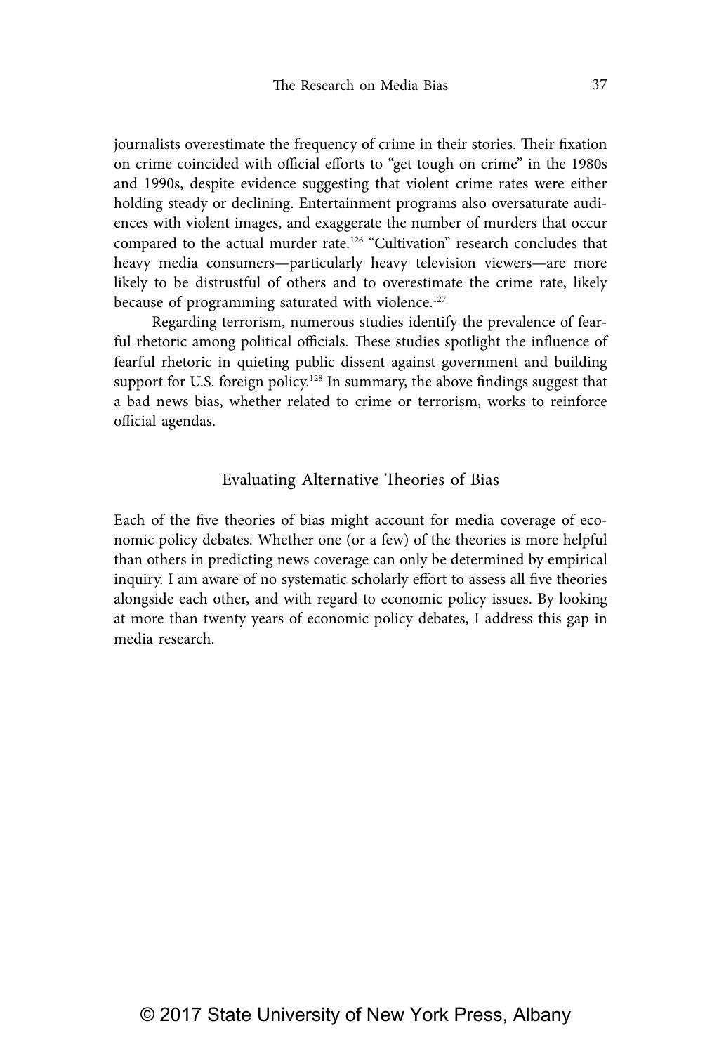journalists overestimate the frequency of crime in their stories. Their fixation on crime coincided with official efforts to "get tough on crime" in the 1980s and 1990s, despite evidence suggesting that violent crime rates were either holding steady or declining. Entertainment programs also oversaturate audiences with violent images, and exaggerate the number of murders that occur compared to the actual murder rate.[126] "Cultivation" research concludes that heavy media consumers—particularly heavy television viewers—are more likely to be distrustful of others and to overestimate the crime rate, likely because of programming saturated with violence.[127]

Regarding terrorism, numerous studies identify the prevalence of fearful rhetoric among political officials. These studies spotlight the influence of fearful rhetoric in quieting public dissent against government and building support for U.S. foreign policy.[128] In summary, the above findings suggest that a bad news bias, whether related to crime or terrorism, works to reinforce official agendas.

## Evaluating Alternative Theories of Bias

Each of the five theories of bias might account for media coverage of economic policy debates. Whether one (or a few) of the theories is more helpful than others in predicting news coverage can only be determined by empirical inquiry. I am aware of no systematic scholarly effort to assess all five theories alongside each other, and with regard to economic policy issues. By looking at more than twenty years of economic policy debates, I address this gap in media research.

© 2017 State University of New York Press, Albany